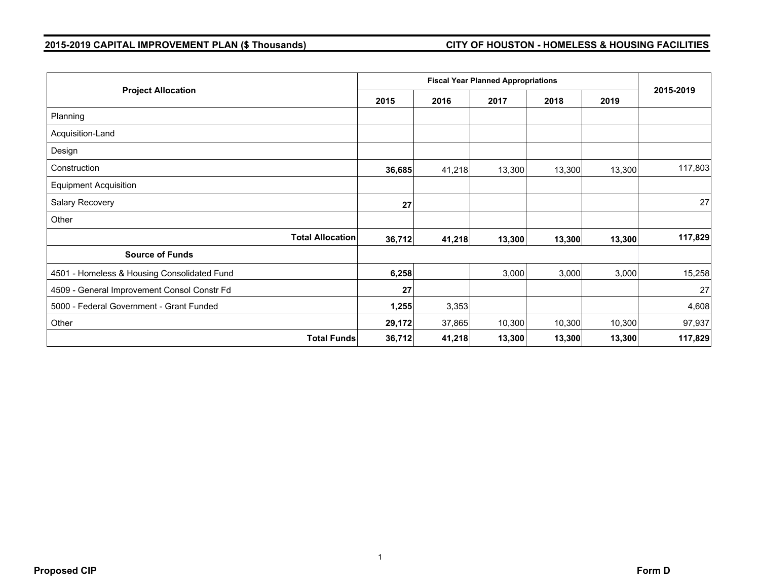## 2015-2019 CAPITAL IMPROVEMENT PLAN ($ Thousands)

## CITY OF HOUSTON - HOMELESS & HOUSING FACILITIES

| Project Allocation | Fiscal Year Planned Appropriations | | | | | 2015-2019 |
|---|---|---|---|---|---|---|
| | 2015 | 2016 | 2017 | 2018 | 2019 | |
| Planning | | | | | | |
| Acquisition-Land | | | | | | |
| Design | | | | | | |
| Construction | **36,685** | 41,218 | 13,300 | 13,300 | 13,300 | 117,803 |
| Equipment Acquisition | | | | | | |
| Salary Recovery | **27** | | | | | 27 |
| Other | | | | | | |
| **Total Allocation** | **36,712** | **41,218** | **13,300** | **13,300** | **13,300** | **117,829** |
| **Source of Funds** | | | | | | |
| 4501 - Homeless & Housing Consolidated Fund | **6,258** | | 3,000 | 3,000 | 3,000 | 15,258 |
| 4509 - General Improvement Consol Constr Fd | **27** | | | | | 27 |
| 5000 - Federal Government - Grant Funded | **1,255** | 3,353 | | | | 4,608 |
| Other | **29,172** | 37,865 | 10,300 | 10,300 | 10,300 | 97,937 |
| **Total Funds** | **36,712** | **41,218** | **13,300** | **13,300** | **13,300** | **117,829** |

**Proposed CIP** **Form D**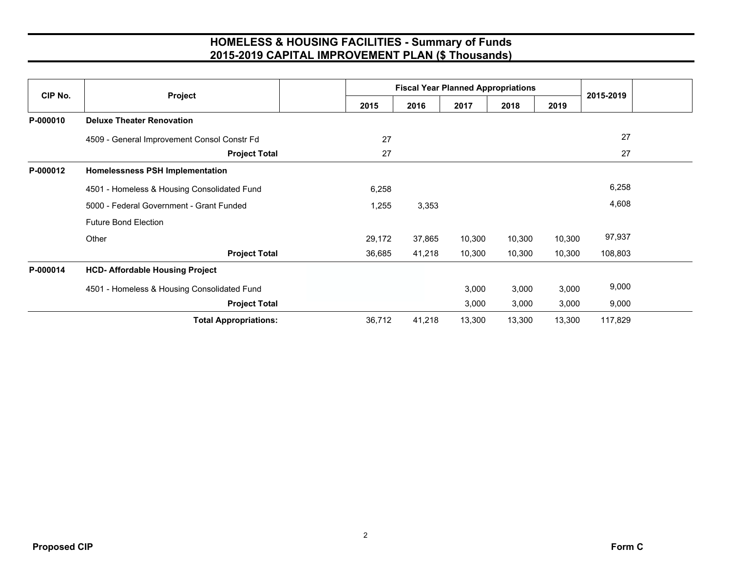# HOMELESS & HOUSING FACILITIES - Summary of Funds
## 2015-2019 CAPITAL IMPROVEMENT PLAN ($ Thousands)

| CIP No. | Project | | Fiscal Year Planned Appropriations | | | | | 2015-2019 | |
|---|---|---|---|---|---|---|---|---|---|
| | | | 2015 | 2016 | 2017 | 2018 | 2019 | | |
| **P-000010** | **Deluxe Theater Renovation** | | | | | | | | |
| | 4509 - General Improvement Consol Constr Fd | | 27 | | | | | 27 | |
| | **Project Total** | | 27 | | | | | 27 | |
| **P-000012** | **Homelessness PSH Implementation** | | | | | | | | |
| | 4501 - Homeless & Housing Consolidated Fund | | 6,258 | | | | | 6,258 | |
| | 5000 - Federal Government - Grant Funded | | 1,255 | 3,353 | | | | 4,608 | |
| | Future Bond Election | | | | | | | | |
| | Other | | 29,172 | 37,865 | 10,300 | 10,300 | 10,300 | 97,937 | |
| | **Project Total** | | 36,685 | 41,218 | 10,300 | 10,300 | 10,300 | 108,803 | |
| **P-000014** | **HCD- Affordable Housing Project** | | | | | | | | |
| | 4501 - Homeless & Housing Consolidated Fund | | | | 3,000 | 3,000 | 3,000 | 9,000 | |
| | **Project Total** | | | | 3,000 | 3,000 | 3,000 | 9,000 | |
| | **Total Appropriations:** | | 36,712 | 41,218 | 13,300 | 13,300 | 13,300 | 117,829 | |

**Proposed CIP** **Form C**